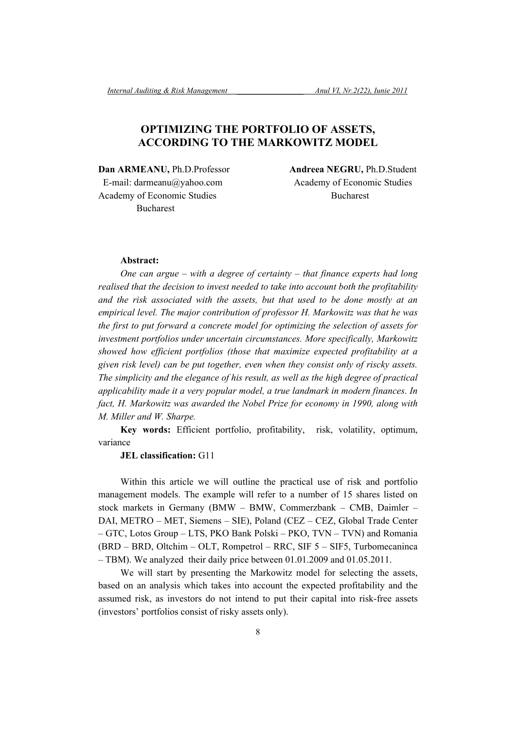# OPTIMIZING THE PORTFOLIO OF ASSETS, ACCORDING TO THE MARKOWITZ MODEL

**Dan ARMEANU,** Ph.D.Professor
E-mail: darmeanu@yahoo.com
Academy of Economic Studies
Bucharest

**Andreea NEGRU,** Ph.D.Student
Academy of Economic Studies
Bucharest

**Abstract:**

*One can argue – with a degree of certainty – that finance experts had long realised that the decision to invest needed to take into account both the profitability and the risk associated with the assets, but that used to be done mostly at an empirical level. The major contribution of professor H. Markowitz was that he was the first to put forward a concrete model for optimizing the selection of assets for investment portfolios under uncertain circumstances. More specifically, Markowitz showed how efficient portfolios (those that maximize expected profitability at a given risk level) can be put together, even when they consist only of riscky assets. The simplicity and the elegance of his result, as well as the high degree of practical applicability made it a very popular model, a true landmark in modern finances. In fact, H. Markowitz was awarded the Nobel Prize for economy in 1990, along with M. Miller and W. Sharpe.*

**Key words:** Efficient portfolio, profitability, risk, volatility, optimum, variance

**JEL classification:** G11

Within this article we will outline the practical use of risk and portfolio management models. The example will refer to a number of 15 shares listed on stock markets in Germany (BMW – BMW, Commerzbank – CMB, Daimler – DAI, METRO – MET, Siemens – SIE), Poland (CEZ – CEZ, Global Trade Center – GTC, Lotos Group – LTS, PKO Bank Polski – PKO, TVN – TVN) and Romania (BRD – BRD, Oltchim – OLT, Rompetrol – RRC, SIF 5 – SIF5, Turbomecaninca – TBM). We analyzed their daily price between 01.01.2009 and 01.05.2011.

We will start by presenting the Markowitz model for selecting the assets, based on an analysis which takes into account the expected profitability and the assumed risk, as investors do not intend to put their capital into risk-free assets (investors' portfolios consist of risky assets only).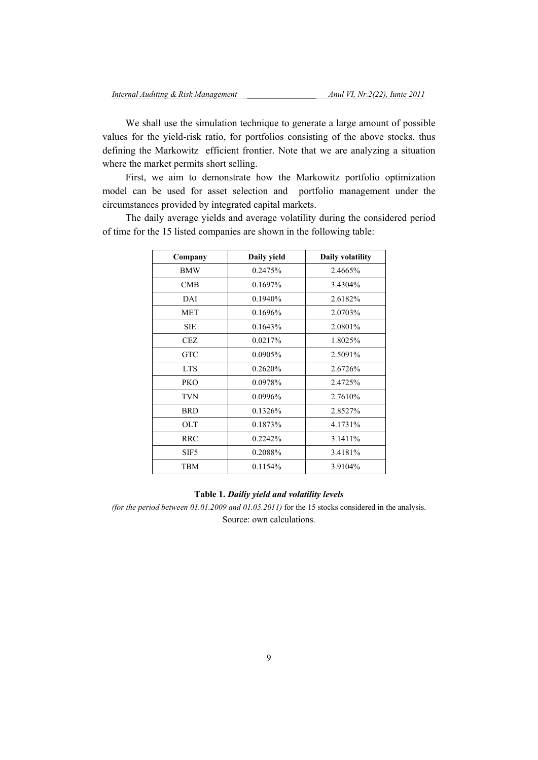We shall use the simulation technique to generate a large amount of possible values for the yield-risk ratio, for portfolios consisting of the above stocks, thus defining the Markowitz efficient frontier. Note that we are analyzing a situation where the market permits short selling.

First, we aim to demonstrate how the Markowitz portfolio optimization model can be used for asset selection and portfolio management under the circumstances provided by integrated capital markets.

The daily average yields and average volatility during the considered period of time for the 15 listed companies are shown in the following table:

| Company | Daily yield | Daily volatility |
|---|---|---|
| BMW | 0.2475% | 2.4665% |
| CMB | 0.1697% | 3.4304% |
| DAI | 0.1940% | 2.6182% |
| MET | 0.1696% | 2.0703% |
| SIE | 0.1643% | 2.0801% |
| CEZ | 0.0217% | 1.8025% |
| GTC | 0.0905% | 2.5091% |
| LTS | 0.2620% | 2.6726% |
| PKO | 0.0978% | 2.4725% |
| TVN | 0.0996% | 2.7610% |
| BRD | 0.1326% | 2.8527% |
| OLT | 0.1873% | 4.1731% |
| RRC | 0.2242% | 3.1411% |
| SIF5 | 0.2088% | 3.4181% |
| TBM | 0.1154% | 3.9104% |

**Table 1.** ***Dailiy yield and volatility levels***

*(for the period between 01.01.2009 and 01.05.2011)* for the 15 stocks considered in the analysis.

Source: own calculations.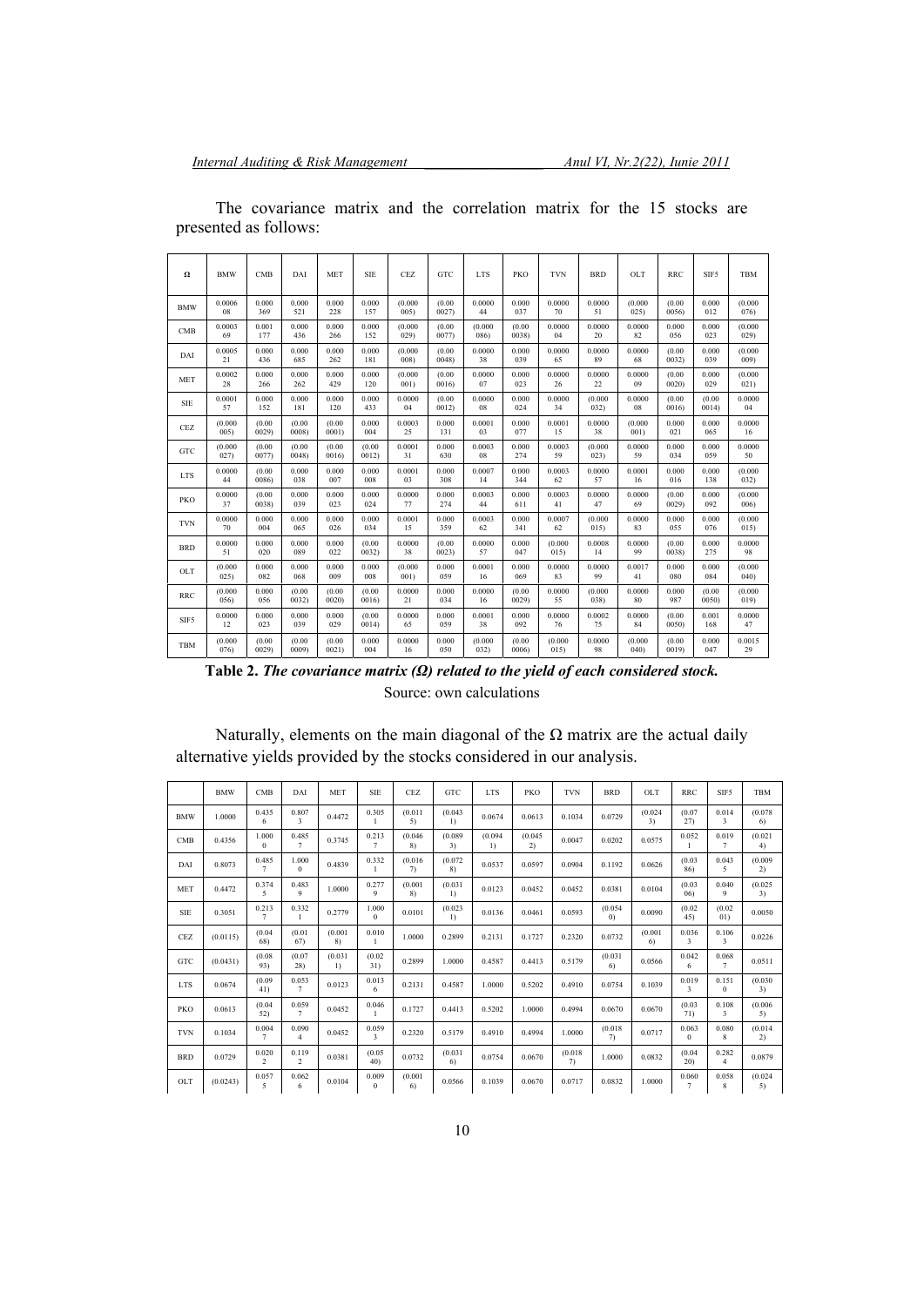The covariance matrix and the correlation matrix for the 15 stocks are presented as follows:

| Ω | BMW | CMB | DAI | MET | SIE | CEZ | GTC | LTS | PKO | TVN | BRD | OLT | RRC | SIF5 | TBM |
|---|---|---|---|---|---|---|---|---|---|---|---|---|---|---|---|
| BMW | 0.000608 | 0.000369 | 0.000521 | 0.000228 | 0.000157 | (0.000005) | (0.000027) | 0.000044 | 0.000037 | 0.000070 | 0.000051 | (0.000025) | (0.000056) | 0.000012 | (0.000076) |
| CMB | 0.000369 | 0.001177 | 0.000436 | 0.000266 | 0.000152 | (0.000029) | (0.000077) | (0.000086) | (0.000038) | 0.000004 | 0.000020 | 0.000082 | 0.000056 | 0.000023 | (0.000029) |
| DAI | 0.000521 | 0.000436 | 0.000685 | 0.000262 | 0.000181 | (0.000008) | (0.000048) | 0.000038 | 0.000039 | 0.000065 | 0.000089 | 0.000068 | (0.000032) | 0.000039 | (0.000009) |
| MET | 0.000228 | 0.000266 | 0.000262 | 0.000429 | 0.000120 | (0.000001) | (0.000016) | 0.000007 | 0.000023 | 0.000026 | 0.000022 | 0.000009 | (0.000020) | 0.000029 | (0.000021) |
| SIE | 0.000157 | 0.000152 | 0.000181 | 0.000120 | 0.000433 | 0.000004 | (0.000012) | 0.000008 | 0.000024 | 0.000034 | (0.000032) | 0.000008 | (0.000016) | (0.000014) | 0.000004 |
| CEZ | (0.000005) | (0.000029) | (0.000008) | (0.000001) | 0.000004 | 0.000325 | 0.000131 | 0.000103 | 0.000077 | 0.000115 | 0.000038 | (0.000001) | 0.000021 | 0.000065 | 0.000016 |
| GTC | (0.000027) | (0.000077) | (0.000048) | (0.000016) | (0.000012) | 0.000131 | 0.000630 | 0.000308 | 0.000274 | 0.000359 | (0.000023) | 0.000059 | 0.000034 | 0.000059 | 0.000050 |
| LTS | 0.000044 | (0.000086) | 0.000038 | 0.000007 | 0.000008 | 0.000103 | 0.000308 | 0.000714 | 0.000344 | 0.000362 | 0.000057 | 0.000116 | 0.000016 | 0.000138 | (0.000032) |
| PKO | 0.000037 | (0.000038) | 0.000039 | 0.000023 | 0.000024 | 0.000077 | 0.000274 | 0.000344 | 0.000611 | 0.000341 | 0.000047 | 0.000069 | (0.000029) | 0.000092 | (0.000006) |
| TVN | 0.000070 | 0.000004 | 0.000065 | 0.000026 | 0.000034 | 0.000115 | 0.000359 | 0.000362 | 0.000341 | 0.000762 | (0.000015) | 0.000083 | 0.000055 | 0.000076 | (0.000015) |
| BRD | 0.000051 | 0.000020 | 0.000089 | 0.000022 | (0.000032) | 0.000038 | (0.000023) | 0.000057 | 0.000047 | (0.000015) | 0.000814 | 0.000099 | (0.000038) | 0.000275 | 0.000098 |
| OLT | (0.000025) | 0.000082 | 0.000068 | 0.000009 | 0.000008 | (0.000001) | 0.000059 | 0.000116 | 0.000069 | 0.000083 | 0.000099 | 0.001741 | 0.000080 | 0.000084 | (0.000040) |
| RRC | (0.000056) | 0.000056 | (0.000032) | (0.000020) | (0.000016) | 0.000021 | 0.000034 | 0.000016 | (0.000029) | 0.000055 | (0.000038) | 0.000080 | 0.000987 | (0.000050) | (0.000019) |
| SIF5 | 0.000012 | 0.000023 | 0.000039 | 0.000029 | (0.000014) | 0.000065 | 0.000059 | 0.000138 | 0.000092 | 0.000076 | 0.000275 | 0.000084 | (0.000050) | 0.001168 | 0.000047 |
| TBM | (0.000076) | (0.000029) | (0.000009) | (0.000021) | 0.000004 | 0.000016 | 0.000050 | (0.000032) | (0.000006) | (0.000015) | 0.000098 | (0.000040) | (0.000019) | 0.000047 | 0.001529 |

**Table 2.** ***The covariance matrix (Ω) related to the yield of each considered stock.***
Source: own calculations

Naturally, elements on the main diagonal of the Ω matrix are the actual daily alternative yields provided by the stocks considered in our analysis.

| | BMW | CMB | DAI | MET | SIE | CEZ | GTC | LTS | PKO | TVN | BRD | OLT | RRC | SIF5 | TBM |
|---|---|---|---|---|---|---|---|---|---|---|---|---|---|---|---|
| BMW | 1.0000 | 0.4356 | 0.8073 | 0.4472 | 0.3051 | (0.0115) | (0.0431) | 0.0674 | 0.0613 | 0.1034 | 0.0729 | (0.0243) | (0.0727) | 0.0143 | (0.0786) |
| CMB | 0.4356 | 1.0000 | 0.4857 | 0.3745 | 0.2137 | (0.0468) | (0.0893) | (0.0941) | (0.0452) | 0.0047 | 0.0202 | 0.0575 | 0.0521 | 0.0197 | (0.0214) |
| DAI | 0.8073 | 0.4857 | 1.0000 | 0.4839 | 0.3321 | (0.0167) | (0.0728) | 0.0537 | 0.0597 | 0.0904 | 0.1192 | 0.0626 | (0.0386) | 0.0435 | (0.0092) |
| MET | 0.4472 | 0.3745 | 0.4839 | 1.0000 | 0.2779 | (0.0018) | (0.0311) | 0.0123 | 0.0452 | 0.0452 | 0.0381 | 0.0104 | (0.0306) | 0.0409 | (0.0253) |
| SIE | 0.3051 | 0.2137 | 0.3321 | 0.2779 | 1.0000 | 0.0101 | (0.0231) | 0.0136 | 0.0461 | 0.0593 | (0.0540) | 0.0090 | (0.0245) | (0.0201) | 0.0050 |
| CEZ | (0.0115) | (0.0468) | (0.0167) | (0.0018) | 0.0101 | 1.0000 | 0.2899 | 0.2131 | 0.1727 | 0.2320 | 0.0732 | (0.0016) | 0.0363 | 0.1063 | 0.0226 |
| GTC | (0.0431) | (0.0893) | (0.0728) | (0.0311) | (0.0231) | 0.2899 | 1.0000 | 0.4587 | 0.4413 | 0.5179 | (0.0316) | 0.0566 | 0.0426 | 0.0687 | 0.0511 |
| LTS | 0.0674 | (0.0941) | 0.0537 | 0.0123 | 0.0136 | 0.2131 | 0.4587 | 1.0000 | 0.5202 | 0.4910 | 0.0754 | 0.1039 | 0.0193 | 0.1510 | (0.0303) |
| PKO | 0.0613 | (0.0452) | 0.0597 | 0.0452 | 0.0461 | 0.1727 | 0.4413 | 0.5202 | 1.0000 | 0.4994 | 0.0670 | 0.0670 | (0.0371) | 0.1083 | (0.0065) |
| TVN | 0.1034 | 0.0047 | 0.0904 | 0.0452 | 0.0593 | 0.2320 | 0.5179 | 0.4910 | 0.4994 | 1.0000 | (0.0187) | 0.0717 | 0.0630 | 0.0808 | (0.0142) |
| BRD | 0.0729 | 0.0202 | 0.1192 | 0.0381 | (0.0540) | 0.0732 | (0.0316) | 0.0754 | 0.0670 | (0.0187) | 1.0000 | 0.0832 | (0.0420) | 0.2824 | 0.0879 |
| OLT | (0.0243) | 0.0575 | 0.0626 | 0.0104 | 0.0090 | (0.0016) | 0.0566 | 0.1039 | 0.0670 | 0.0717 | 0.0832 | 1.0000 | 0.0607 | 0.0588 | (0.0245) |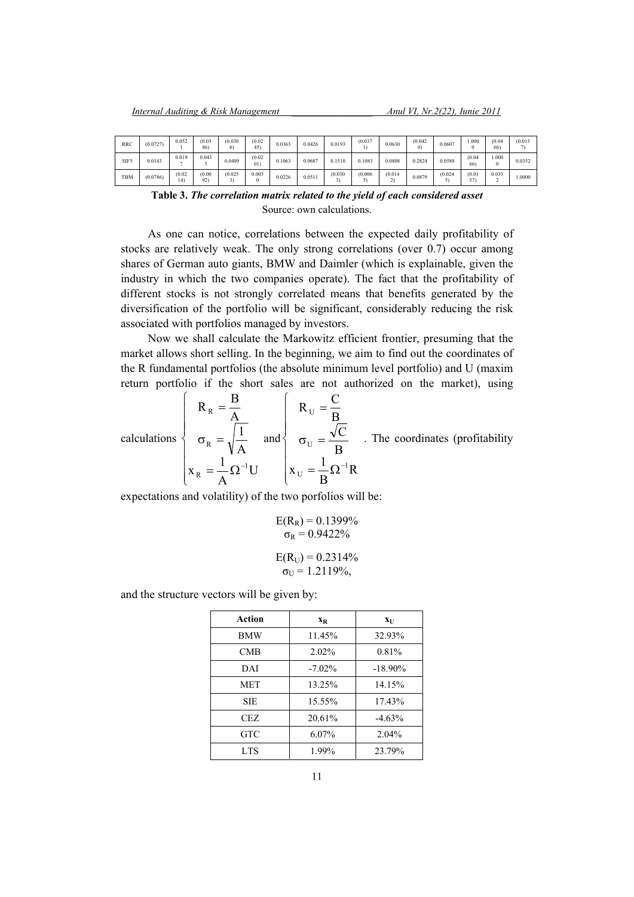| RRC | (0.0727) | 0.0521 | (0.0386) | (0.0306) | (0.0245) | 0.0363 | 0.0426 | 0.0193 | (0.0371) | 0.0630 | (0.0420) | 0.0607 | 1.0000 | (0.0466) | (0.0157) |
|---|---|---|---|---|---|---|---|---|---|---|---|---|---|---|---|
| SIF5 | 0.0143 | 0.0197 | 0.0435 | 0.0409 | (0.0201) | 0.1063 | 0.0687 | 0.1510 | 0.1083 | 0.0808 | 0.2824 | 0.0588 | (0.0466) | 1.0000 | 0.0352 |
| TBM | (0.0786) | (0.0214) | (0.0092) | (0.0253) | 0.0050 | 0.0226 | 0.0511 | (0.0303) | (0.0065) | (0.0142) | 0.0879 | (0.0245) | (0.0157) | 0.0352 | 1.0000 |

**Table 3.** ***The correlation matrix related to the yield of each considered asset***
Source: own calculations.

As one can notice, correlations between the expected daily profitability of stocks are relatively weak. The only strong correlations (over 0.7) occur among shares of German auto giants, BMW and Daimler (which is explainable, given the industry in which the two companies operate). The fact that the profitability of different stocks is not strongly correlated means that benefits generated by the diversification of the portfolio will be significant, considerably reducing the risk associated with portfolios managed by investors.

Now we shall calculate the Markowitz efficient frontier, presuming that the market allows short selling. In the beginning, we aim to find out the coordinates of the R fundamental portfolios (the absolute minimum level portfolio) and U (maxim return portfolio if the short sales are not authorized on the market), using calculations $\begin{cases} R_R = \dfrac{B}{A} \\ \sigma_R = \sqrt{\dfrac{1}{A}} \\ x_R = \dfrac{1}{A}\Omega^{-1}U \end{cases}$ and $\begin{cases} R_U = \dfrac{C}{B} \\ \sigma_U = \dfrac{\sqrt{C}}{B} \\ x_U = \dfrac{1}{B}\Omega^{-1}R \end{cases}$. The coordinates (profitability expectations and volatility) of the two porfolios will be:

$$E(R_R) = 0.1399\%$$
$$\sigma_R = 0.9422\%$$

$$E(R_U) = 0.2314\%$$
$$\sigma_U = 1.2119\%,$$

and the structure vectors will be given by:

| Action | $x_R$ | $x_U$ |
|---|---|---|
| BMW | 11.45% | 32.93% |
| CMB | 2.02% | 0.81% |
| DAI | -7.02% | -18.90% |
| MET | 13.25% | 14.15% |
| SIE | 15.55% | 17.43% |
| CEZ | 20.61% | -4.63% |
| GTC | 6.07% | 2.04% |
| LTS | 1.99% | 23.79% |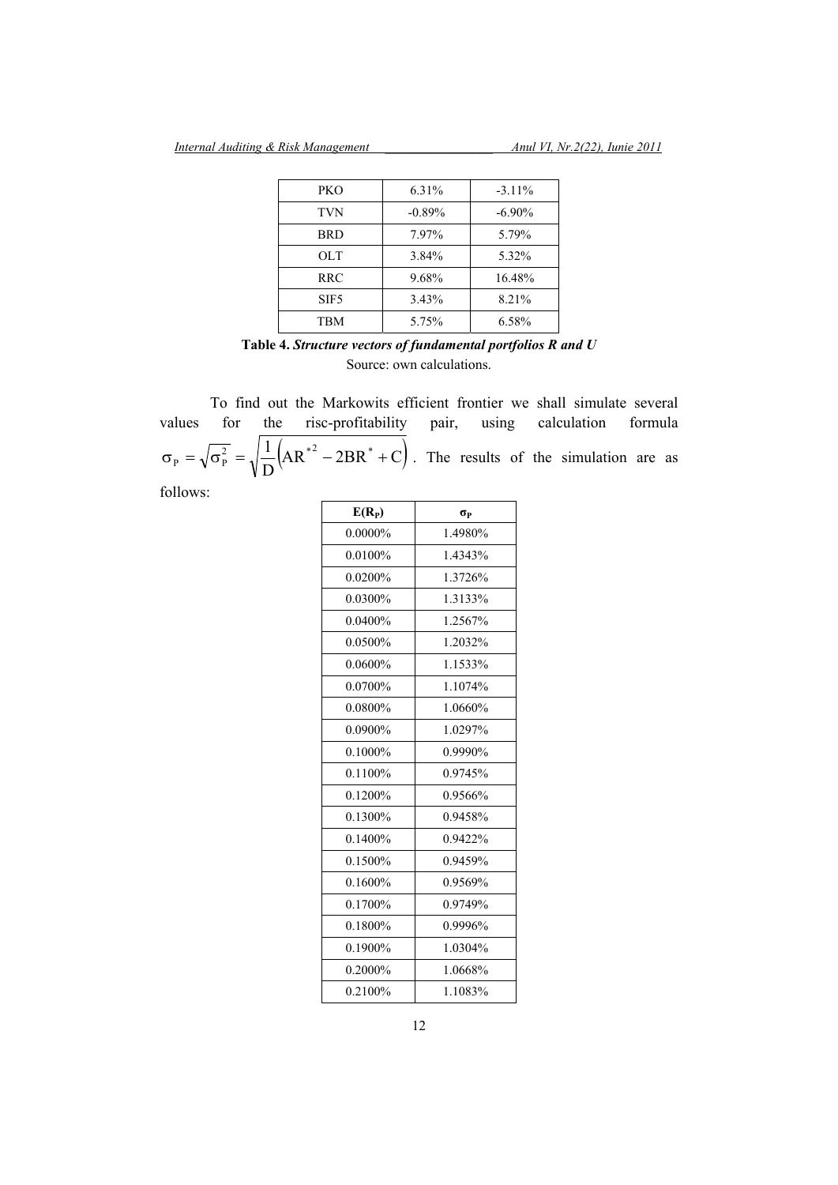| PKO | 6.31% | -3.11% |
|---|---|---|
| TVN | -0.89% | -6.90% |
| BRD | 7.97% | 5.79% |
| OLT | 3.84% | 5.32% |
| RRC | 9.68% | 16.48% |
| SIF5 | 3.43% | 8.21% |
| TBM | 5.75% | 6.58% |

**Table 4.** ***Structure vectors of fundamental portfolios R and U***

Source: own calculations.

To find out the Markowits efficient frontier we shall simulate several values for the risc-profitability pair, using calculation formula $\sigma_P = \sqrt{\sigma_P^2} = \sqrt{\frac{1}{D}\left(AR^{*2} - 2BR^* + C\right)}$. The results of the simulation are as follows:

| $E(R_P)$ | $\sigma_P$ |
|---|---|
| 0.0000% | 1.4980% |
| 0.0100% | 1.4343% |
| 0.0200% | 1.3726% |
| 0.0300% | 1.3133% |
| 0.0400% | 1.2567% |
| 0.0500% | 1.2032% |
| 0.0600% | 1.1533% |
| 0.0700% | 1.1074% |
| 0.0800% | 1.0660% |
| 0.0900% | 1.0297% |
| 0.1000% | 0.9990% |
| 0.1100% | 0.9745% |
| 0.1200% | 0.9566% |
| 0.1300% | 0.9458% |
| 0.1400% | 0.9422% |
| 0.1500% | 0.9459% |
| 0.1600% | 0.9569% |
| 0.1700% | 0.9749% |
| 0.1800% | 0.9996% |
| 0.1900% | 1.0304% |
| 0.2000% | 1.0668% |
| 0.2100% | 1.1083% |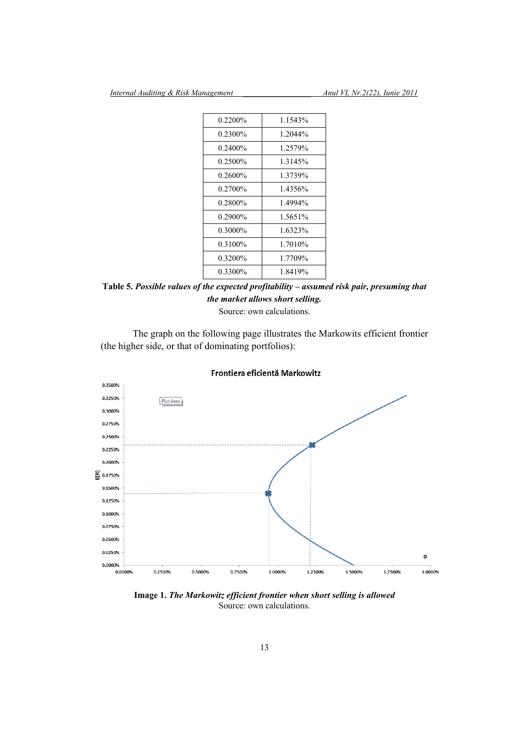| | |
|---|---|
| 0.2200% | 1.1543% |
| 0.2300% | 1.2044% |
| 0.2400% | 1.2579% |
| 0.2500% | 1.3145% |
| 0.2600% | 1.3739% |
| 0.2700% | 1.4356% |
| 0.2800% | 1.4994% |
| 0.2900% | 1.5651% |
| 0.3000% | 1.6323% |
| 0.3100% | 1.7010% |
| 0.3200% | 1.7709% |
| 0.3300% | 1.8419% |

**Table 5.** ***Possible values of the expected profitability – assumed risk pair, presuming that the market allows short selling.***
Source: own calculations.

The graph on the following page illustrates the Markowits efficient frontier (the higher side, or that of dominating portfolios):

**Image 1.** ***The Markowitz efficient frontier when short selling is allowed***
Source: own calculations.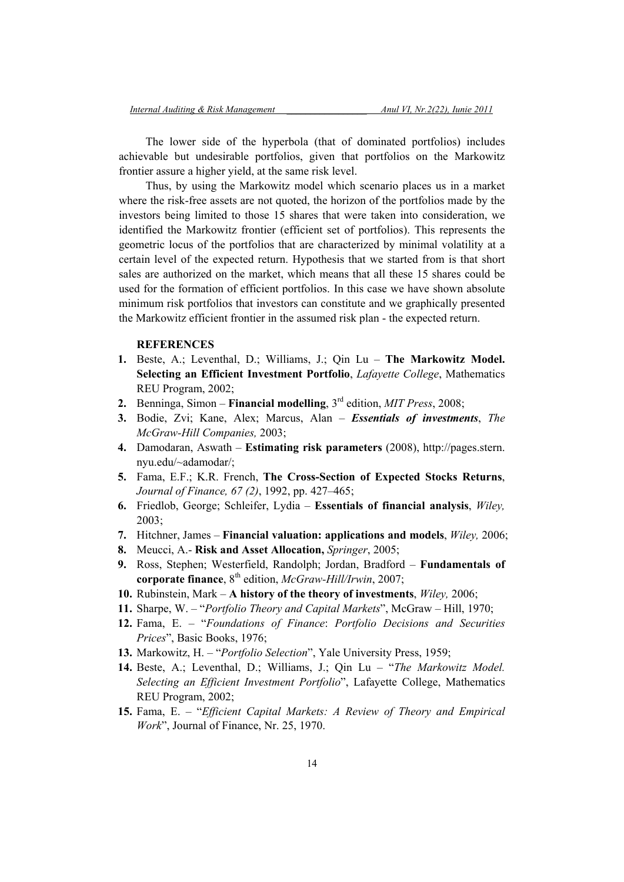The lower side of the hyperbola (that of dominated portfolios) includes achievable but undesirable portfolios, given that portfolios on the Markowitz frontier assure a higher yield, at the same risk level.

Thus, by using the Markowitz model which scenario places us in a market where the risk-free assets are not quoted, the horizon of the portfolios made by the investors being limited to those 15 shares that were taken into consideration, we identified the Markowitz frontier (efficient set of portfolios). This represents the geometric locus of the portfolios that are characterized by minimal volatility at a certain level of the expected return. Hypothesis that we started from is that short sales are authorized on the market, which means that all these 15 shares could be used for the formation of efficient portfolios. In this case we have shown absolute minimum risk portfolios that investors can constitute and we graphically presented the Markowitz efficient frontier in the assumed risk plan - the expected return.

## REFERENCES

1. Beste, A.; Leventhal, D.; Williams, J.; Qin Lu – **The Markowitz Model. Selecting an Efficient Investment Portfolio**, *Lafayette College*, Mathematics REU Program, 2002;
2. Benninga, Simon – **Financial modelling**, 3rd edition, *MIT Press*, 2008;
3. Bodie, Zvi; Kane, Alex; Marcus, Alan – ***Essentials of investments***, *The McGraw-Hill Companies,* 2003;
4. Damodaran, Aswath – **Estimating risk parameters** (2008), http://pages.stern.nyu.edu/~adamodar/;
5. Fama, E.F.; K.R. French, **The Cross-Section of Expected Stocks Returns**, *Journal of Finance, 67 (2)*, 1992, pp. 427–465;
6. Friedlob, George; Schleifer, Lydia – **Essentials of financial analysis**, *Wiley,* 2003;
7. Hitchner, James – **Financial valuation: applications and models**, *Wiley,* 2006;
8. Meucci, A.- **Risk and Asset Allocation,** *Springer*, 2005;
9. Ross, Stephen; Westerfield, Randolph; Jordan, Bradford – **Fundamentals of corporate finance**, 8th edition, *McGraw-Hill/Irwin*, 2007;
10. Rubinstein, Mark – **A history of the theory of investments**, *Wiley,* 2006;
11. Sharpe, W. – "*Portfolio Theory and Capital Markets*", McGraw – Hill, 1970;
12. Fama, E. – "*Foundations of Finance*: *Portfolio Decisions and Securities Prices*", Basic Books, 1976;
13. Markowitz, H. – "*Portfolio Selection*", Yale University Press, 1959;
14. Beste, A.; Leventhal, D.; Williams, J.; Qin Lu – "*The Markowitz Model. Selecting an Efficient Investment Portfolio*", Lafayette College, Mathematics REU Program, 2002;
15. Fama, E. – "*Efficient Capital Markets: A Review of Theory and Empirical Work*", Journal of Finance, Nr. 25, 1970.